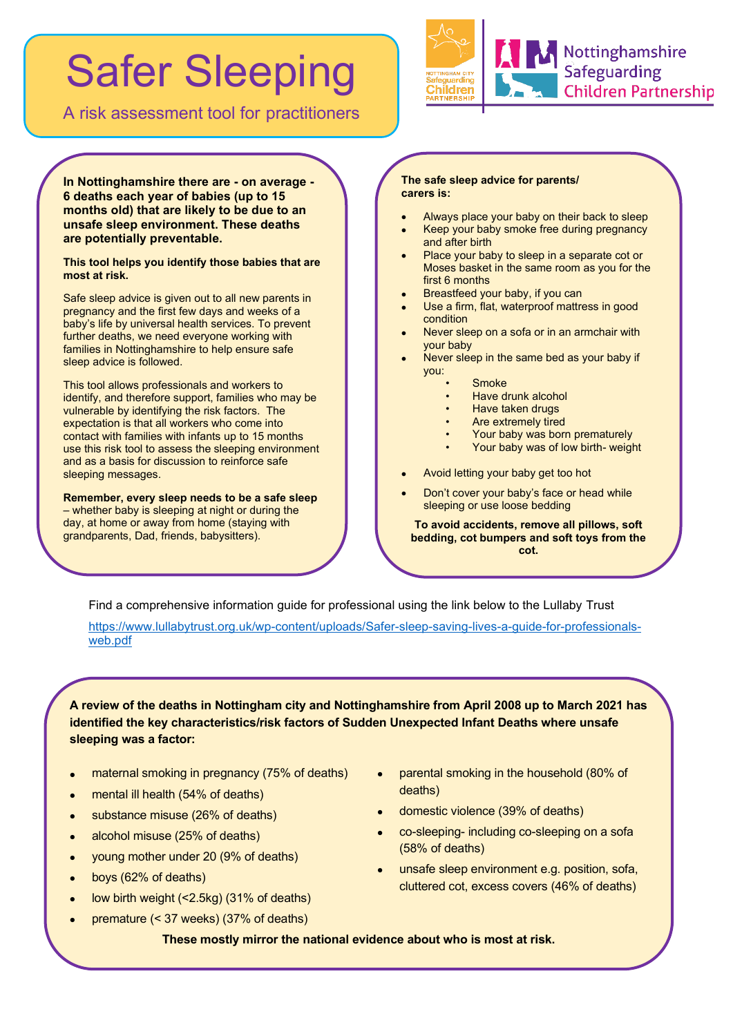# Safer Sleeping

A risk assessment tool for practitioners

Nottingham City Safeguarding Children Partnership

Nottinghamshire Safeguarding Children Partnership

**In Nottinghamshire there are - on average - 6 deaths each year of babies (up to 15 months old) that are likely to be due to an unsafe sleep environment. These deaths are potentially preventable.**

**This tool helps you identify those babies that are most at risk.**

Safe sleep advice is given out to all new parents in pregnancy and the first few days and weeks of a baby's life by universal health services. To prevent further deaths, we need everyone working with families in Nottinghamshire to help ensure safe sleep advice is followed.

This tool allows professionals and workers to identify, and therefore support, families who may be vulnerable by identifying the risk factors. The expectation is that all workers who come into contact with families with infants up to 15 months use this risk tool to assess the sleeping environment and as a basis for discussion to reinforce safe sleeping messages.

**Remember, every sleep needs to be a safe sleep** – whether baby is sleeping at night or during the day, at home or away from home (staying with grandparents, Dad, friends, babysitters).

**The safe sleep advice for parents/ carers is:**

- Always place your baby on their back to sleep
- Keep your baby smoke free during pregnancy and after birth
- Place your baby to sleep in a separate cot or Moses basket in the same room as you for the first 6 months
- Breastfeed your baby, if you can
- Use a firm, flat, waterproof mattress in good condition
- Never sleep on a sofa or in an armchair with your baby
- Never sleep in the same bed as your baby if you:
    - Smoke
    - Have drunk alcohol
    - Have taken drugs
    - Are extremely tired
    - Your baby was born prematurely
    - Your baby was of low birth- weight
- Avoid letting your baby get too hot
- Don't cover your baby's face or head while sleeping or use loose bedding

**To avoid accidents, remove all pillows, soft bedding, cot bumpers and soft toys from the cot.**

Find a comprehensive information guide for professional using the link below to the Lullaby Trust

https://www.lullabytrust.org.uk/wp-content/uploads/Safer-sleep-saving-lives-a-guide-for-professionals-web.pdf

**A review of the deaths in Nottingham city and Nottinghamshire from April 2008 up to March 2021 has identified the key characteristics/risk factors of Sudden Unexpected Infant Deaths where unsafe sleeping was a factor:**

- maternal smoking in pregnancy (75% of deaths)
- mental ill health (54% of deaths)
- substance misuse (26% of deaths)
- alcohol misuse (25% of deaths)
- young mother under 20 (9% of deaths)
- boys (62% of deaths)
- low birth weight (<2.5kg) (31% of deaths)
- premature (< 37 weeks) (37% of deaths)
- parental smoking in the household (80% of deaths)
- domestic violence (39% of deaths)
- co-sleeping- including co-sleeping on a sofa (58% of deaths)
- unsafe sleep environment e.g. position, sofa, cluttered cot, excess covers (46% of deaths)

**These mostly mirror the national evidence about who is most at risk.**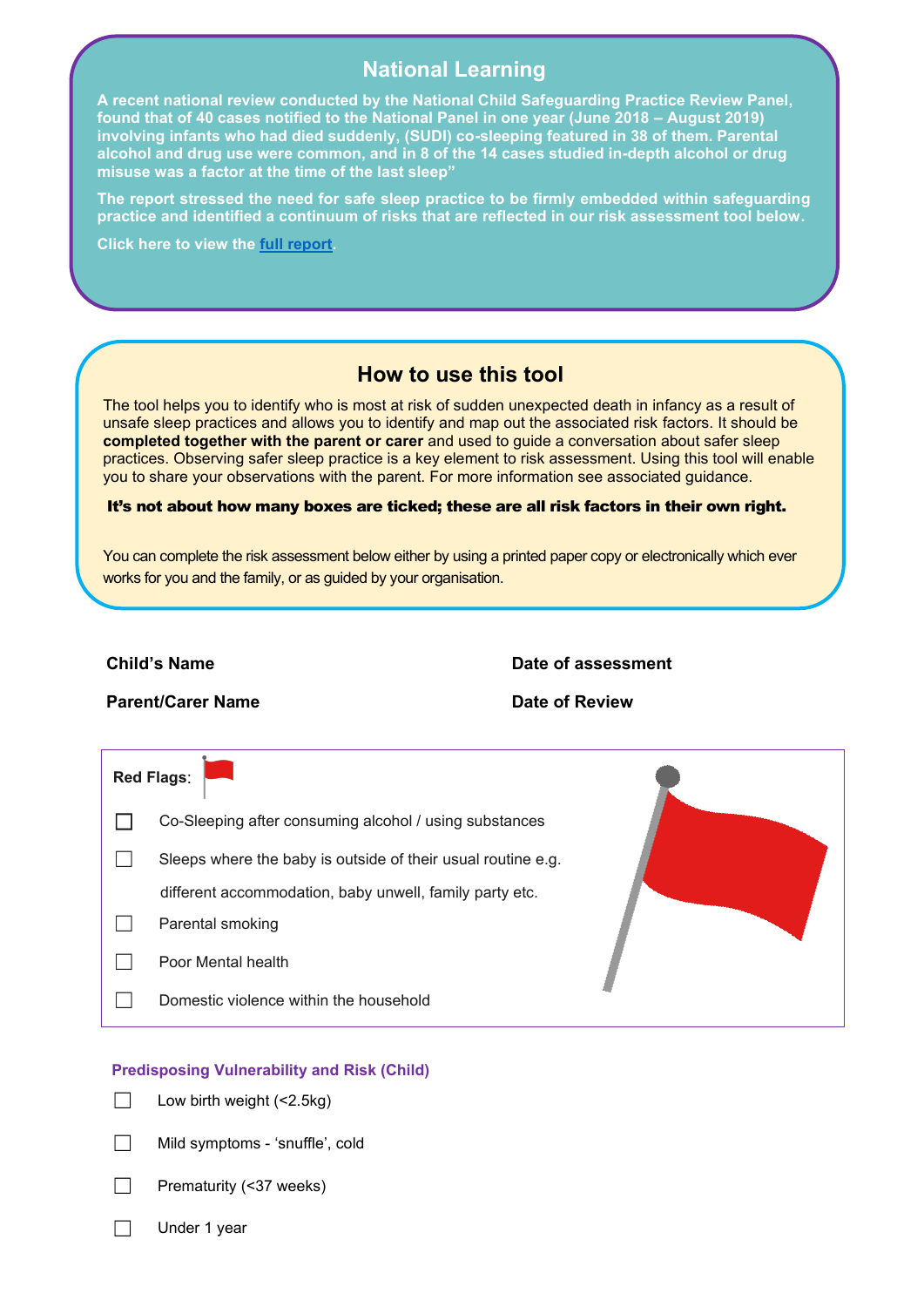## National Learning

**A recent national review conducted by the National Child Safeguarding Practice Review Panel, found that of 40 cases notified to the National Panel in one year (June 2018 – August 2019) involving infants who had died suddenly, (SUDI) co-sleeping featured in 38 of them. Parental alcohol and drug use were common, and in 8 of the 14 cases studied in-depth alcohol or drug misuse was a factor at the time of the last sleep"**

**The report stressed the need for safe sleep practice to be firmly embedded within safeguarding practice and identified a continuum of risks that are reflected in our risk assessment tool below.**

**Click here to view the [full report](full report).**

## How to use this tool

The tool helps you to identify who is most at risk of sudden unexpected death in infancy as a result of unsafe sleep practices and allows you to identify and map out the associated risk factors. It should be **completed together with the parent or carer** and used to guide a conversation about safer sleep practices. Observing safer sleep practice is a key element to risk assessment. Using this tool will enable you to share your observations with the parent. For more information see associated guidance.

**It's not about how many boxes are ticked; these are all risk factors in their own right.**

You can complete the risk assessment below either by using a printed paper copy or electronically which ever works for you and the family, or as guided by your organisation.

**Child's Name** | **Date of assessment**

**Parent/Carer Name** | **Date of Review**

**Red Flags:**

- ☐ Co-Sleeping after consuming alcohol / using substances
- ☐ Sleeps where the baby is outside of their usual routine e.g. different accommodation, baby unwell, family party etc.
- ☐ Parental smoking
- ☐ Poor Mental health
- ☐ Domestic violence within the household

### Predisposing Vulnerability and Risk (Child)

- ☐ Low birth weight (<2.5kg)
- ☐ Mild symptoms - 'snuffle', cold
- ☐ Prematurity (<37 weeks)
- ☐ Under 1 year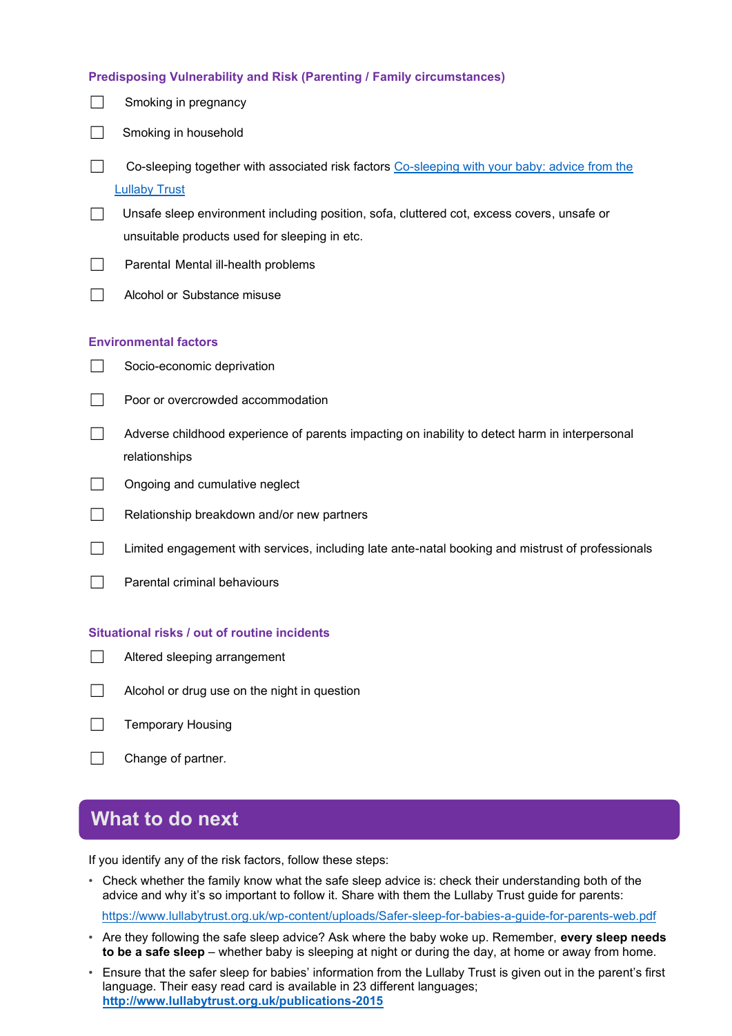### Predisposing Vulnerability and Risk (Parenting / Family circumstances)

- [ ] Smoking in pregnancy
- [ ] Smoking in household
- [ ] Co-sleeping together with associated risk factors [Co-sleeping with your baby: advice from the Lullaby Trust]()
- [ ] Unsafe sleep environment including position, sofa, cluttered cot, excess covers, unsafe or unsuitable products used for sleeping in etc.
- [ ] Parental Mental ill-health problems
- [ ] Alcohol or Substance misuse

### Environmental factors

- [ ] Socio-economic deprivation
- [ ] Poor or overcrowded accommodation
- [ ] Adverse childhood experience of parents impacting on inability to detect harm in interpersonal relationships
- [ ] Ongoing and cumulative neglect
- [ ] Relationship breakdown and/or new partners
- [ ] Limited engagement with services, including late ante-natal booking and mistrust of professionals
- [ ] Parental criminal behaviours

### Situational risks / out of routine incidents

- [ ] Altered sleeping arrangement
- [ ] Alcohol or drug use on the night in question
- [ ] Temporary Housing
- [ ] Change of partner.

## What to do next

If you identify any of the risk factors, follow these steps:

- Check whether the family know what the safe sleep advice is: check their understanding both of the advice and why it's so important to follow it. Share with them the Lullaby Trust guide for parents: https://www.lullabytrust.org.uk/wp-content/uploads/Safer-sleep-for-babies-a-guide-for-parents-web.pdf
- Are they following the safe sleep advice? Ask where the baby woke up. Remember, **every sleep needs to be a safe sleep** – whether baby is sleeping at night or during the day, at home or away from home.
- Ensure that the safer sleep for babies' information from the Lullaby Trust is given out in the parent's first language. Their easy read card is available in 23 different languages; **http://www.lullabytrust.org.uk/publications-2015**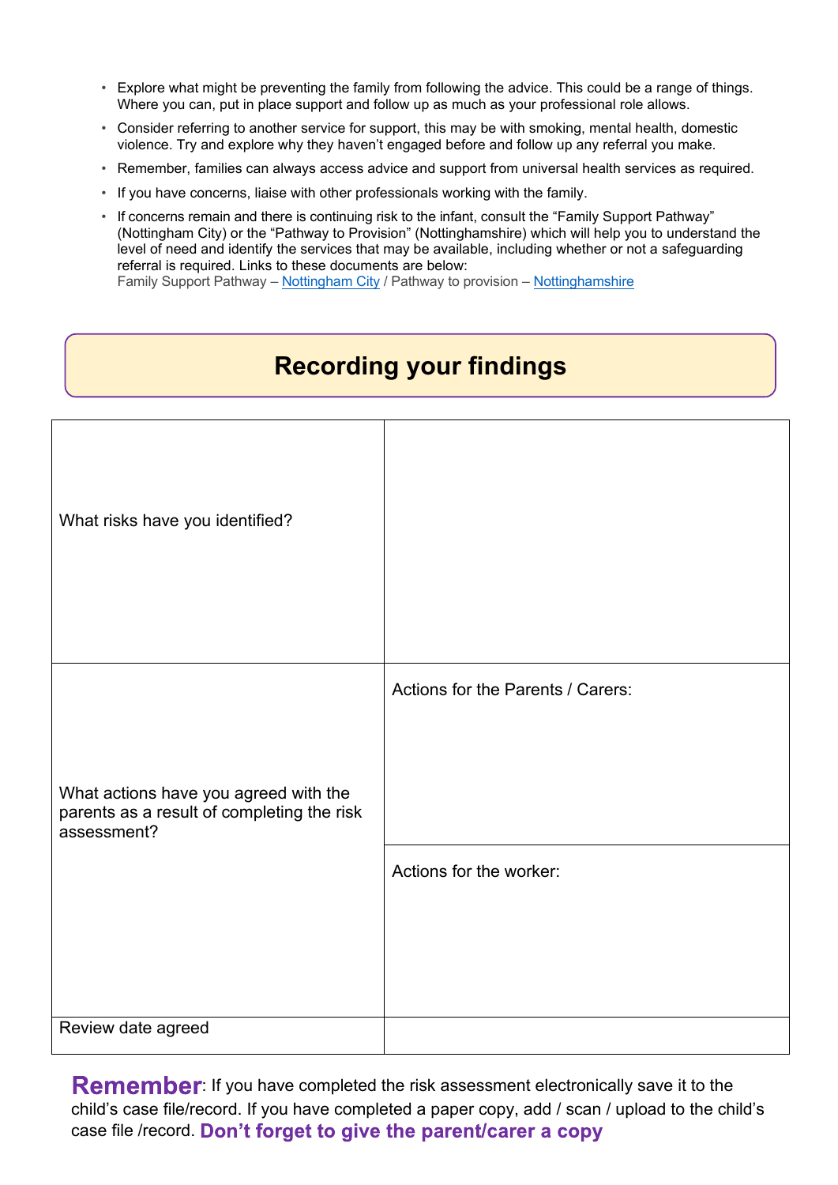- Explore what might be preventing the family from following the advice. This could be a range of things. Where you can, put in place support and follow up as much as your professional role allows.
- Consider referring to another service for support, this may be with smoking, mental health, domestic violence. Try and explore why they haven't engaged before and follow up any referral you make.
- Remember, families can always access advice and support from universal health services as required.
- If you have concerns, liaise with other professionals working with the family.
- If concerns remain and there is continuing risk to the infant, consult the "Family Support Pathway" (Nottingham City) or the "Pathway to Provision" (Nottinghamshire) which will help you to understand the level of need and identify the services that may be available, including whether or not a safeguarding referral is required. Links to these documents are below:
  Family Support Pathway – Nottingham City / Pathway to provision – Nottinghamshire

## Recording your findings

| | |
|---|---|
| What risks have you identified? | |
| What actions have you agreed with the parents as a result of completing the risk assessment? | Actions for the Parents / Carers: |
| | Actions for the worker: |
| Review date agreed | |

**Remember**: If you have completed the risk assessment electronically save it to the child's case file/record. If you have completed a paper copy, add / scan / upload to the child's case file /record. **Don't forget to give the parent/carer a copy**